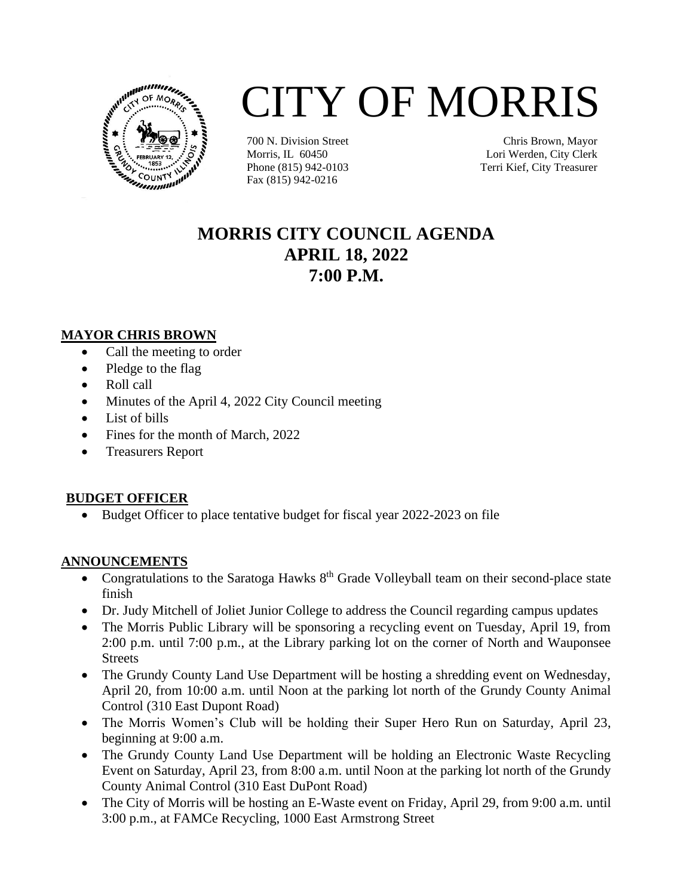# CITY OF MORRIS

700 N. Division Street
Morris, IL 60450
Phone (815) 942-0103
Fax (815) 942-0216

Chris Brown, Mayor
Lori Werden, City Clerk
Terri Kief, City Treasurer

## MORRIS CITY COUNCIL AGENDA
## APRIL 18, 2022
## 7:00 P.M.

### MAYOR CHRIS BROWN

- Call the meeting to order
- Pledge to the flag
- Roll call
- Minutes of the April 4, 2022 City Council meeting
- List of bills
- Fines for the month of March, 2022
- Treasurers Report

### BUDGET OFFICER

- Budget Officer to place tentative budget for fiscal year 2022-2023 on file

### ANNOUNCEMENTS

- Congratulations to the Saratoga Hawks 8th Grade Volleyball team on their second-place state finish
- Dr. Judy Mitchell of Joliet Junior College to address the Council regarding campus updates
- The Morris Public Library will be sponsoring a recycling event on Tuesday, April 19, from 2:00 p.m. until 7:00 p.m., at the Library parking lot on the corner of North and Wauponsee Streets
- The Grundy County Land Use Department will be hosting a shredding event on Wednesday, April 20, from 10:00 a.m. until Noon at the parking lot north of the Grundy County Animal Control (310 East Dupont Road)
- The Morris Women's Club will be holding their Super Hero Run on Saturday, April 23, beginning at 9:00 a.m.
- The Grundy County Land Use Department will be holding an Electronic Waste Recycling Event on Saturday, April 23, from 8:00 a.m. until Noon at the parking lot north of the Grundy County Animal Control (310 East DuPont Road)
- The City of Morris will be hosting an E-Waste event on Friday, April 29, from 9:00 a.m. until 3:00 p.m., at FAMCe Recycling, 1000 East Armstrong Street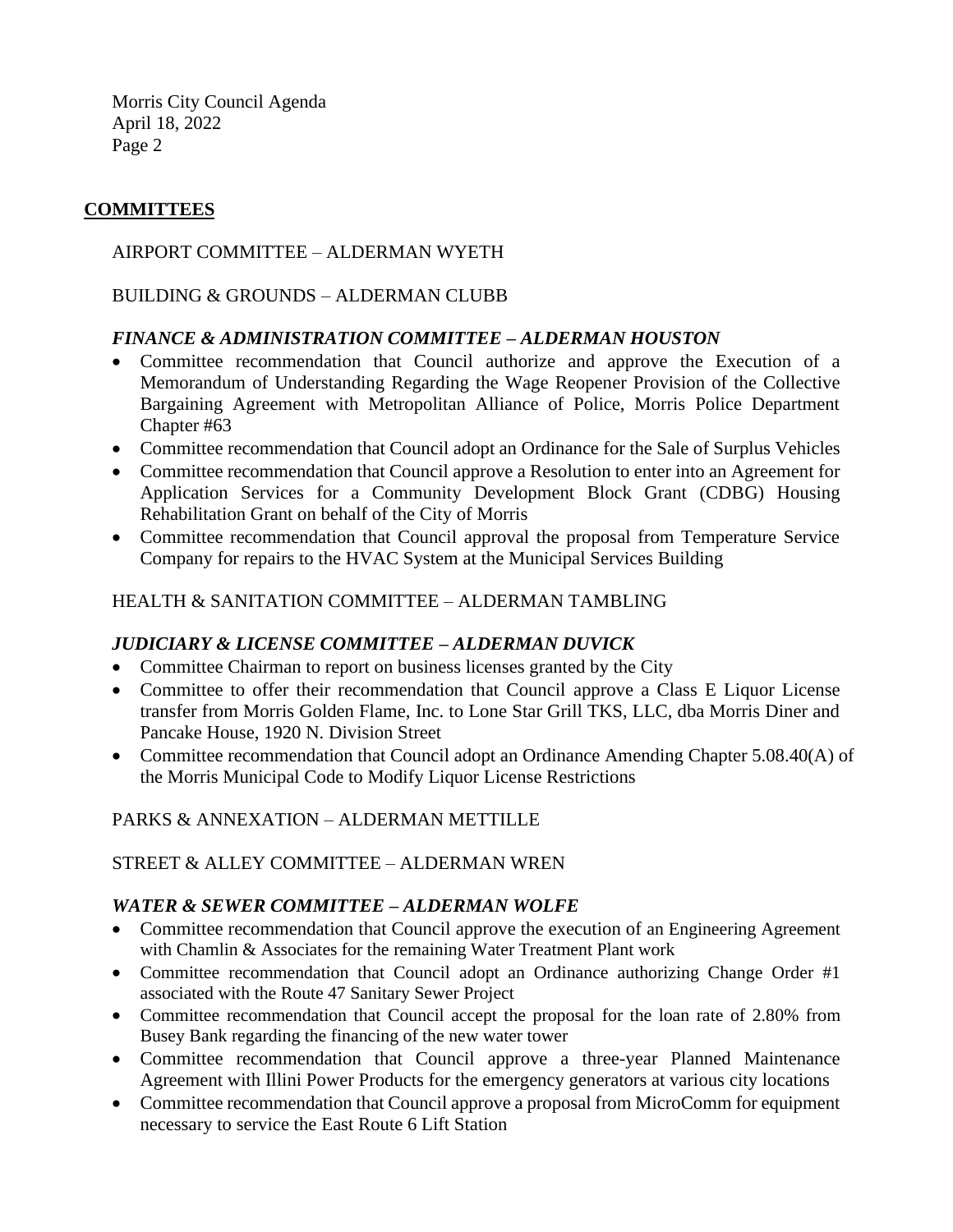## COMMITTEES

AIRPORT COMMITTEE – ALDERMAN WYETH

BUILDING & GROUNDS – ALDERMAN CLUBB

***FINANCE & ADMINISTRATION COMMITTEE – ALDERMAN HOUSTON***

- Committee recommendation that Council authorize and approve the Execution of a Memorandum of Understanding Regarding the Wage Reopener Provision of the Collective Bargaining Agreement with Metropolitan Alliance of Police, Morris Police Department Chapter #63
- Committee recommendation that Council adopt an Ordinance for the Sale of Surplus Vehicles
- Committee recommendation that Council approve a Resolution to enter into an Agreement for Application Services for a Community Development Block Grant (CDBG) Housing Rehabilitation Grant on behalf of the City of Morris
- Committee recommendation that Council approval the proposal from Temperature Service Company for repairs to the HVAC System at the Municipal Services Building

HEALTH & SANITATION COMMITTEE – ALDERMAN TAMBLING

***JUDICIARY & LICENSE COMMITTEE – ALDERMAN DUVICK***

- Committee Chairman to report on business licenses granted by the City
- Committee to offer their recommendation that Council approve a Class E Liquor License transfer from Morris Golden Flame, Inc. to Lone Star Grill TKS, LLC, dba Morris Diner and Pancake House, 1920 N. Division Street
- Committee recommendation that Council adopt an Ordinance Amending Chapter 5.08.40(A) of the Morris Municipal Code to Modify Liquor License Restrictions

PARKS & ANNEXATION – ALDERMAN METTILLE

STREET & ALLEY COMMITTEE – ALDERMAN WREN

***WATER & SEWER COMMITTEE – ALDERMAN WOLFE***

- Committee recommendation that Council approve the execution of an Engineering Agreement with Chamlin & Associates for the remaining Water Treatment Plant work
- Committee recommendation that Council adopt an Ordinance authorizing Change Order #1 associated with the Route 47 Sanitary Sewer Project
- Committee recommendation that Council accept the proposal for the loan rate of 2.80% from Busey Bank regarding the financing of the new water tower
- Committee recommendation that Council approve a three-year Planned Maintenance Agreement with Illini Power Products for the emergency generators at various city locations
- Committee recommendation that Council approve a proposal from MicroComm for equipment necessary to service the East Route 6 Lift Station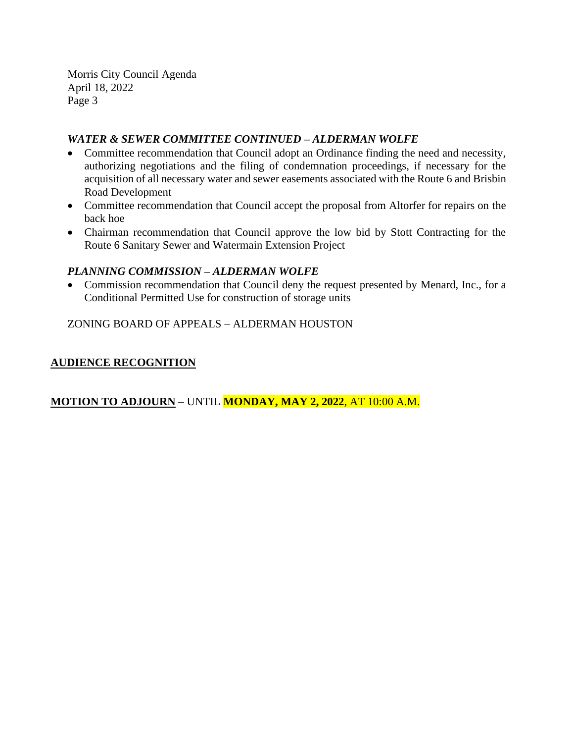***WATER & SEWER COMMITTEE CONTINUED – ALDERMAN WOLFE***

- Committee recommendation that Council adopt an Ordinance finding the need and necessity, authorizing negotiations and the filing of condemnation proceedings, if necessary for the acquisition of all necessary water and sewer easements associated with the Route 6 and Brisbin Road Development
- Committee recommendation that Council accept the proposal from Altorfer for repairs on the back hoe
- Chairman recommendation that Council approve the low bid by Stott Contracting for the Route 6 Sanitary Sewer and Watermain Extension Project

***PLANNING COMMISSION – ALDERMAN WOLFE***

- Commission recommendation that Council deny the request presented by Menard, Inc., for a Conditional Permitted Use for construction of storage units

ZONING BOARD OF APPEALS – ALDERMAN HOUSTON

**AUDIENCE RECOGNITION**

**MOTION TO ADJOURN** – UNTIL **MONDAY, MAY 2, 2022**, AT 10:00 A.M.